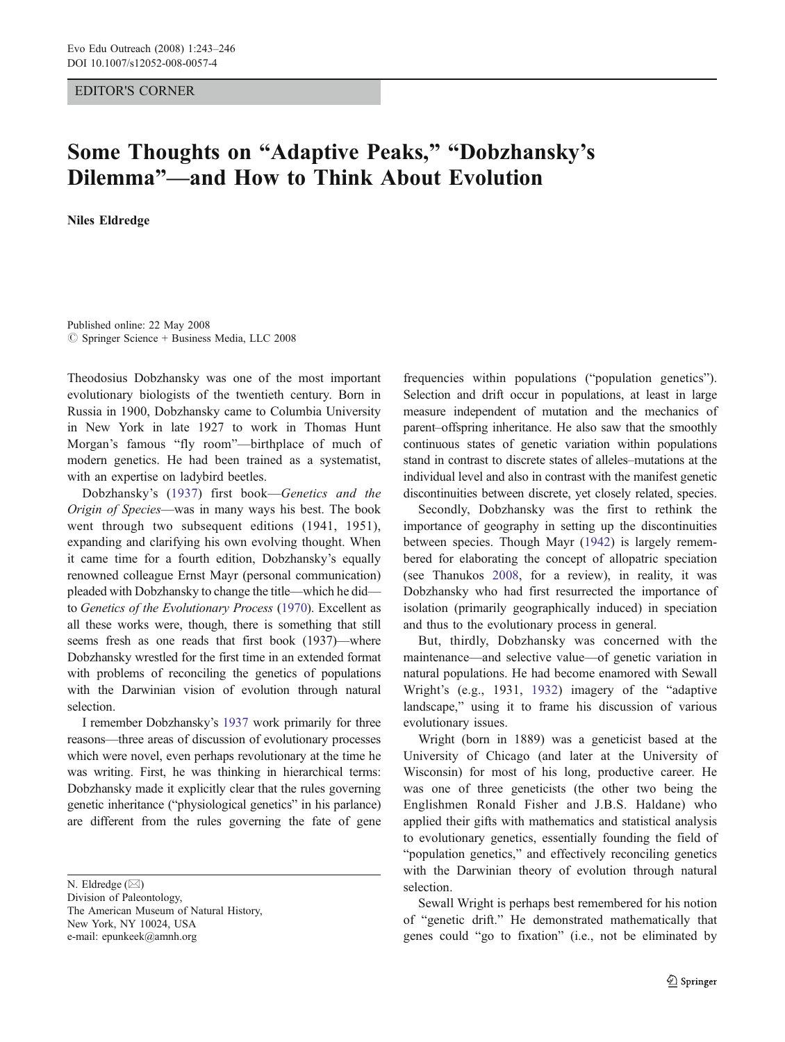EDITOR'S CORNER

# Some Thoughts on "Adaptive Peaks," "Dobzhansky's Dilemma"—and How to Think About Evolution

**Niles Eldredge**

Published online: 22 May 2008
© Springer Science + Business Media, LLC 2008

Theodosius Dobzhansky was one of the most important evolutionary biologists of the twentieth century. Born in Russia in 1900, Dobzhansky came to Columbia University in New York in late 1927 to work in Thomas Hunt Morgan's famous "fly room"—birthplace of much of modern genetics. He had been trained as a systematist, with an expertise on ladybird beetles.

Dobzhansky's (1937) first book—*Genetics and the Origin of Species*—was in many ways his best. The book went through two subsequent editions (1941, 1951), expanding and clarifying his own evolving thought. When it came time for a fourth edition, Dobzhansky's equally renowned colleague Ernst Mayr (personal communication) pleaded with Dobzhansky to change the title—which he did—to *Genetics of the Evolutionary Process* (1970). Excellent as all these works were, though, there is something that still seems fresh as one reads that first book (1937)—where Dobzhansky wrestled for the first time in an extended format with problems of reconciling the genetics of populations with the Darwinian vision of evolution through natural selection.

I remember Dobzhansky's 1937 work primarily for three reasons—three areas of discussion of evolutionary processes which were novel, even perhaps revolutionary at the time he was writing. First, he was thinking in hierarchical terms: Dobzhansky made it explicitly clear that the rules governing genetic inheritance ("physiological genetics" in his parlance) are different from the rules governing the fate of gene frequencies within populations ("population genetics"). Selection and drift occur in populations, at least in large measure independent of mutation and the mechanics of parent–offspring inheritance. He also saw that the smoothly continuous states of genetic variation within populations stand in contrast to discrete states of alleles–mutations at the individual level and also in contrast with the manifest genetic discontinuities between discrete, yet closely related, species.

Secondly, Dobzhansky was the first to rethink the importance of geography in setting up the discontinuities between species. Though Mayr (1942) is largely remembered for elaborating the concept of allopatric speciation (see Thanukos 2008, for a review), in reality, it was Dobzhansky who had first resurrected the importance of isolation (primarily geographically induced) in speciation and thus to the evolutionary process in general.

But, thirdly, Dobzhansky was concerned with the maintenance—and selective value—of genetic variation in natural populations. He had become enamored with Sewall Wright's (e.g., 1931, 1932) imagery of the "adaptive landscape," using it to frame his discussion of various evolutionary issues.

Wright (born in 1889) was a geneticist based at the University of Chicago (and later at the University of Wisconsin) for most of his long, productive career. He was one of three geneticists (the other two being the Englishmen Ronald Fisher and J.B.S. Haldane) who applied their gifts with mathematics and statistical analysis to evolutionary genetics, essentially founding the field of "population genetics," and effectively reconciling genetics with the Darwinian theory of evolution through natural selection.

Sewall Wright is perhaps best remembered for his notion of "genetic drift." He demonstrated mathematically that genes could "go to fixation" (i.e., not be eliminated by

N. Eldredge (✉)
Division of Paleontology,
The American Museum of Natural History,
New York, NY 10024, USA
e-mail: epunkeek@amnh.org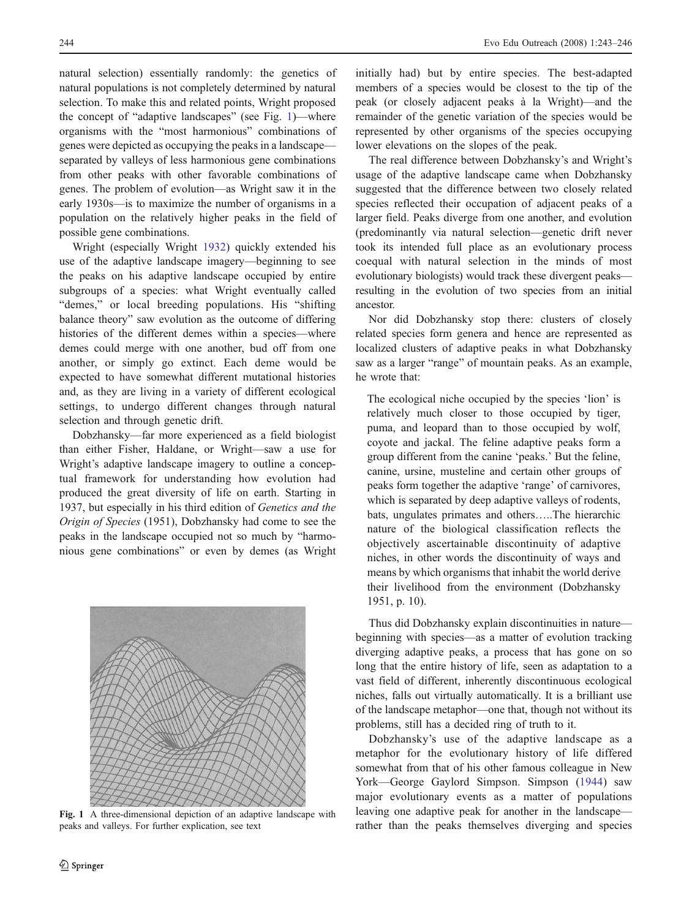natural selection) essentially randomly: the genetics of natural populations is not completely determined by natural selection. To make this and related points, Wright proposed the concept of "adaptive landscapes" (see Fig. 1)—where organisms with the "most harmonious" combinations of genes were depicted as occupying the peaks in a landscape—separated by valleys of less harmonious gene combinations from other peaks with other favorable combinations of genes. The problem of evolution—as Wright saw it in the early 1930s—is to maximize the number of organisms in a population on the relatively higher peaks in the field of possible gene combinations.

Wright (especially Wright 1932) quickly extended his use of the adaptive landscape imagery—beginning to see the peaks on his adaptive landscape occupied by entire subgroups of a species: what Wright eventually called "demes," or local breeding populations. His "shifting balance theory" saw evolution as the outcome of differing histories of the different demes within a species—where demes could merge with one another, bud off from one another, or simply go extinct. Each deme would be expected to have somewhat different mutational histories and, as they are living in a variety of different ecological settings, to undergo different changes through natural selection and through genetic drift.

Dobzhansky—far more experienced as a field biologist than either Fisher, Haldane, or Wright—saw a use for Wright's adaptive landscape imagery to outline a conceptual framework for understanding how evolution had produced the great diversity of life on earth. Starting in 1937, but especially in his third edition of *Genetics and the Origin of Species* (1951), Dobzhansky had come to see the peaks in the landscape occupied not so much by "harmonious gene combinations" or even by demes (as Wright initially had) but by entire species. The best-adapted members of a species would be closest to the tip of the peak (or closely adjacent peaks à la Wright)—and the remainder of the genetic variation of the species would be represented by other organisms of the species occupying lower elevations on the slopes of the peak.

Fig. 1 A three-dimensional depiction of an adaptive landscape with peaks and valleys. For further explication, see text

The real difference between Dobzhansky's and Wright's usage of the adaptive landscape came when Dobzhansky suggested that the difference between two closely related species reflected their occupation of adjacent peaks of a larger field. Peaks diverge from one another, and evolution (predominantly via natural selection—genetic drift never took its intended full place as an evolutionary process coequal with natural selection in the minds of most evolutionary biologists) would track these divergent peaks—resulting in the evolution of two species from an initial ancestor.

Nor did Dobzhansky stop there: clusters of closely related species form genera and hence are represented as localized clusters of adaptive peaks in what Dobzhansky saw as a larger "range" of mountain peaks. As an example, he wrote that:

> The ecological niche occupied by the species 'lion' is relatively much closer to those occupied by tiger, puma, and leopard than to those occupied by wolf, coyote and jackal. The feline adaptive peaks form a group different from the canine 'peaks.' But the feline, canine, ursine, musteline and certain other groups of peaks form together the adaptive 'range' of carnivores, which is separated by deep adaptive valleys of rodents, bats, ungulates primates and others…..The hierarchic nature of the biological classification reflects the objectively ascertainable discontinuity of adaptive niches, in other words the discontinuity of ways and means by which organisms that inhabit the world derive their livelihood from the environment (Dobzhansky 1951, p. 10).

Thus did Dobzhansky explain discontinuities in nature—beginning with species—as a matter of evolution tracking diverging adaptive peaks, a process that has gone on so long that the entire history of life, seen as adaptation to a vast field of different, inherently discontinuous ecological niches, falls out virtually automatically. It is a brilliant use of the landscape metaphor—one that, though not without its problems, still has a decided ring of truth to it.

Dobzhansky's use of the adaptive landscape as a metaphor for the evolutionary history of life differed somewhat from that of his other famous colleague in New York—George Gaylord Simpson. Simpson (1944) saw major evolutionary events as a matter of populations leaving one adaptive peak for another in the landscape—rather than the peaks themselves diverging and species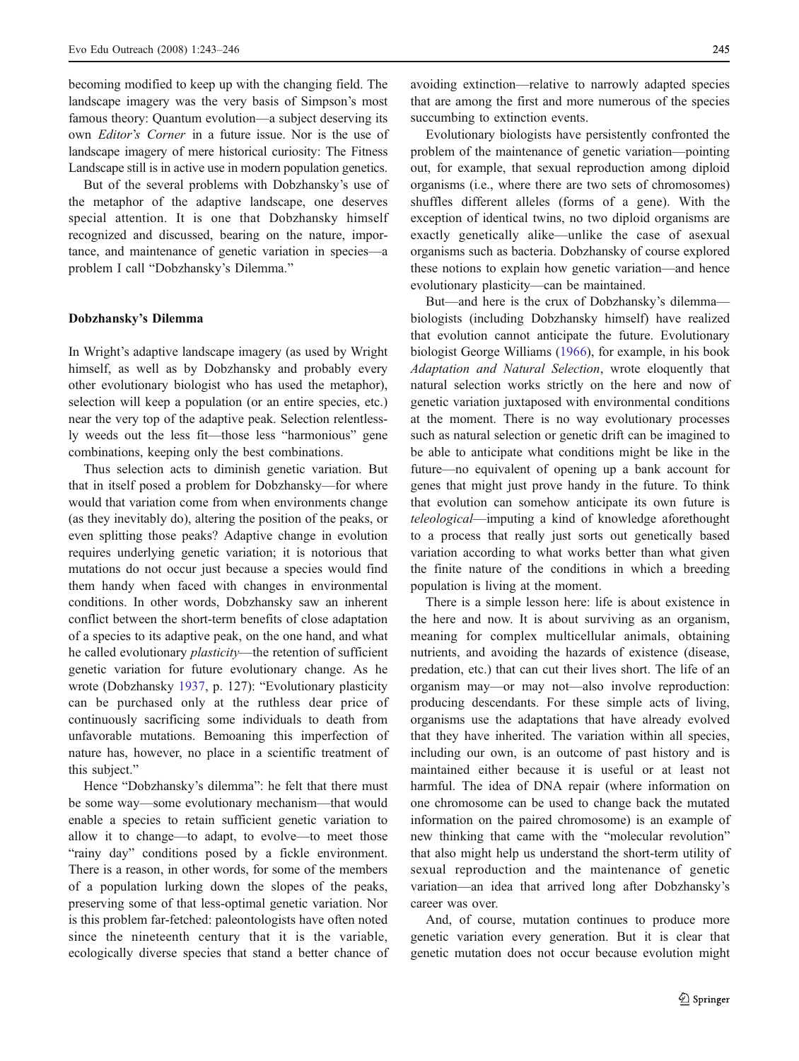becoming modified to keep up with the changing field. The landscape imagery was the very basis of Simpson's most famous theory: Quantum evolution—a subject deserving its own *Editor's Corner* in a future issue. Nor is the use of landscape imagery of mere historical curiosity: The Fitness Landscape still is in active use in modern population genetics.

But of the several problems with Dobzhansky's use of the metaphor of the adaptive landscape, one deserves special attention. It is one that Dobzhansky himself recognized and discussed, bearing on the nature, importance, and maintenance of genetic variation in species—a problem I call "Dobzhansky's Dilemma."

**Dobzhansky's Dilemma**

In Wright's adaptive landscape imagery (as used by Wright himself, as well as by Dobzhansky and probably every other evolutionary biologist who has used the metaphor), selection will keep a population (or an entire species, etc.) near the very top of the adaptive peak. Selection relentlessly weeds out the less fit—those less "harmonious" gene combinations, keeping only the best combinations.

Thus selection acts to diminish genetic variation. But that in itself posed a problem for Dobzhansky—for where would that variation come from when environments change (as they inevitably do), altering the position of the peaks, or even splitting those peaks? Adaptive change in evolution requires underlying genetic variation; it is notorious that mutations do not occur just because a species would find them handy when faced with changes in environmental conditions. In other words, Dobzhansky saw an inherent conflict between the short-term benefits of close adaptation of a species to its adaptive peak, on the one hand, and what he called evolutionary *plasticity*—the retention of sufficient genetic variation for future evolutionary change. As he wrote (Dobzhansky 1937, p. 127): "Evolutionary plasticity can be purchased only at the ruthless dear price of continuously sacrificing some individuals to death from unfavorable mutations. Bemoaning this imperfection of nature has, however, no place in a scientific treatment of this subject."

Hence "Dobzhansky's dilemma": he felt that there must be some way—some evolutionary mechanism—that would enable a species to retain sufficient genetic variation to allow it to change—to adapt, to evolve—to meet those "rainy day" conditions posed by a fickle environment. There is a reason, in other words, for some of the members of a population lurking down the slopes of the peaks, preserving some of that less-optimal genetic variation. Nor is this problem far-fetched: paleontologists have often noted since the nineteenth century that it is the variable, ecologically diverse species that stand a better chance of avoiding extinction—relative to narrowly adapted species that are among the first and more numerous of the species succumbing to extinction events.

Evolutionary biologists have persistently confronted the problem of the maintenance of genetic variation—pointing out, for example, that sexual reproduction among diploid organisms (i.e., where there are two sets of chromosomes) shuffles different alleles (forms of a gene). With the exception of identical twins, no two diploid organisms are exactly genetically alike—unlike the case of asexual organisms such as bacteria. Dobzhansky of course explored these notions to explain how genetic variation—and hence evolutionary plasticity—can be maintained.

But—and here is the crux of Dobzhansky's dilemma—biologists (including Dobzhansky himself) have realized that evolution cannot anticipate the future. Evolutionary biologist George Williams (1966), for example, in his book *Adaptation and Natural Selection*, wrote eloquently that natural selection works strictly on the here and now of genetic variation juxtaposed with environmental conditions at the moment. There is no way evolutionary processes such as natural selection or genetic drift can be imagined to be able to anticipate what conditions might be like in the future—no equivalent of opening up a bank account for genes that might just prove handy in the future. To think that evolution can somehow anticipate its own future is *teleological*—imputing a kind of knowledge aforethought to a process that really just sorts out genetically based variation according to what works better than what given the finite nature of the conditions in which a breeding population is living at the moment.

There is a simple lesson here: life is about existence in the here and now. It is about surviving as an organism, meaning for complex multicellular animals, obtaining nutrients, and avoiding the hazards of existence (disease, predation, etc.) that can cut their lives short. The life of an organism may—or may not—also involve reproduction: producing descendants. For these simple acts of living, organisms use the adaptations that have already evolved that they have inherited. The variation within all species, including our own, is an outcome of past history and is maintained either because it is useful or at least not harmful. The idea of DNA repair (where information on one chromosome can be used to change back the mutated information on the paired chromosome) is an example of new thinking that came with the "molecular revolution" that also might help us understand the short-term utility of sexual reproduction and the maintenance of genetic variation—an idea that arrived long after Dobzhansky's career was over.

And, of course, mutation continues to produce more genetic variation every generation. But it is clear that genetic mutation does not occur because evolution might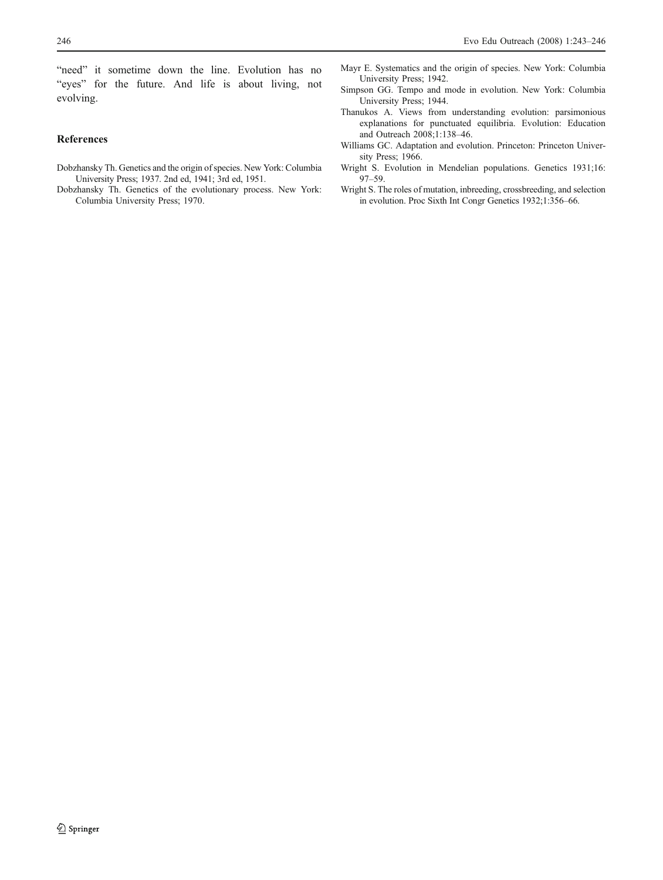"need" it sometime down the line. Evolution has no "eyes" for the future. And life is about living, not evolving.

## References

Dobzhansky Th. Genetics and the origin of species. New York: Columbia University Press; 1937. 2nd ed, 1941; 3rd ed, 1951.

Dobzhansky Th. Genetics of the evolutionary process. New York: Columbia University Press; 1970.

Mayr E. Systematics and the origin of species. New York: Columbia University Press; 1942.

Simpson GG. Tempo and mode in evolution. New York: Columbia University Press; 1944.

Thanukos A. Views from understanding evolution: parsimonious explanations for punctuated equilibria. Evolution: Education and Outreach 2008;1:138–46.

Williams GC. Adaptation and evolution. Princeton: Princeton University Press; 1966.

Wright S. Evolution in Mendelian populations. Genetics 1931;16: 97–59.

Wright S. The roles of mutation, inbreeding, crossbreeding, and selection in evolution. Proc Sixth Int Congr Genetics 1932;1:356–66.